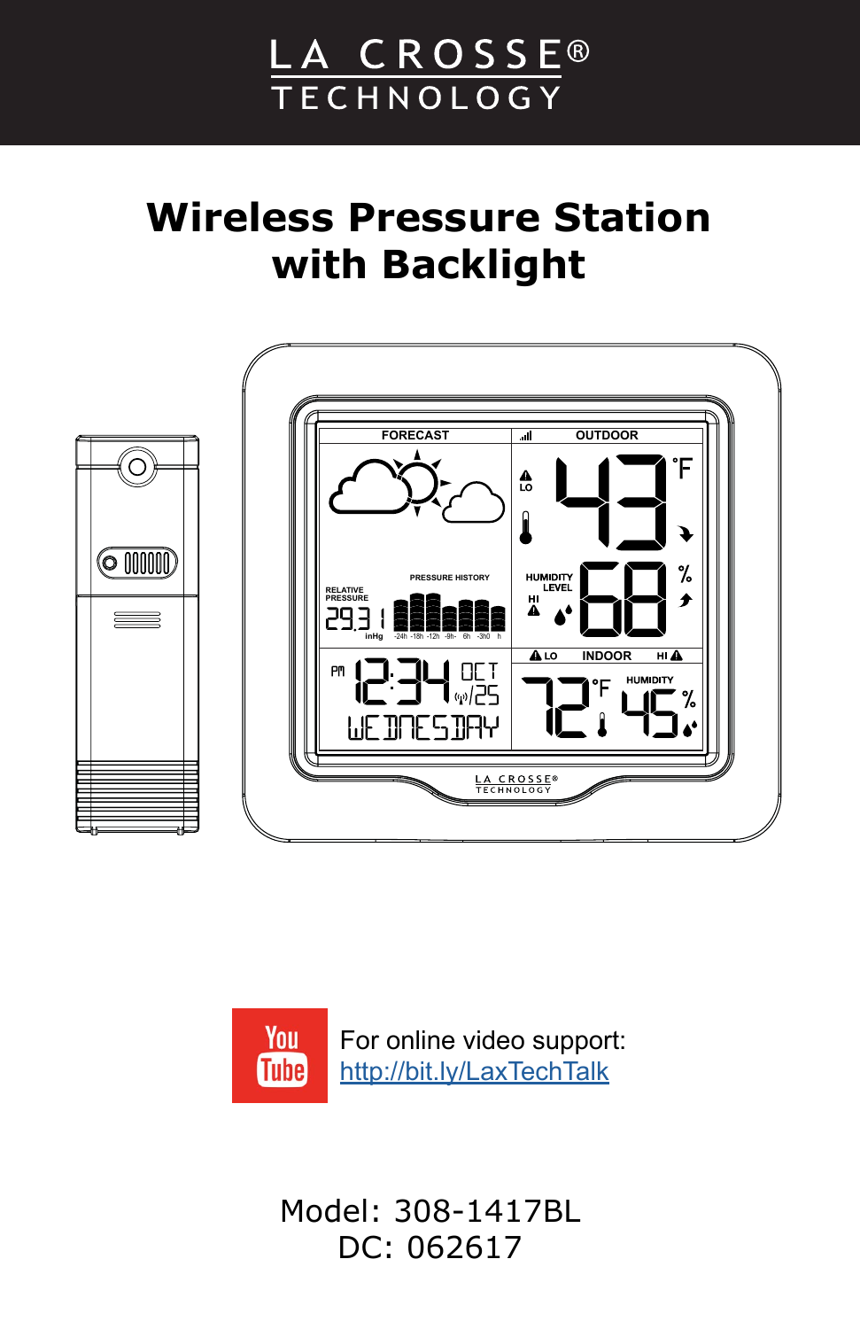LA CROSSE® TECHNOLOGY

# Wireless Pressure Station with Backlight

For online video support: http://bit.ly/LaxTechTalk

Model: 308-1417BL
DC: 062617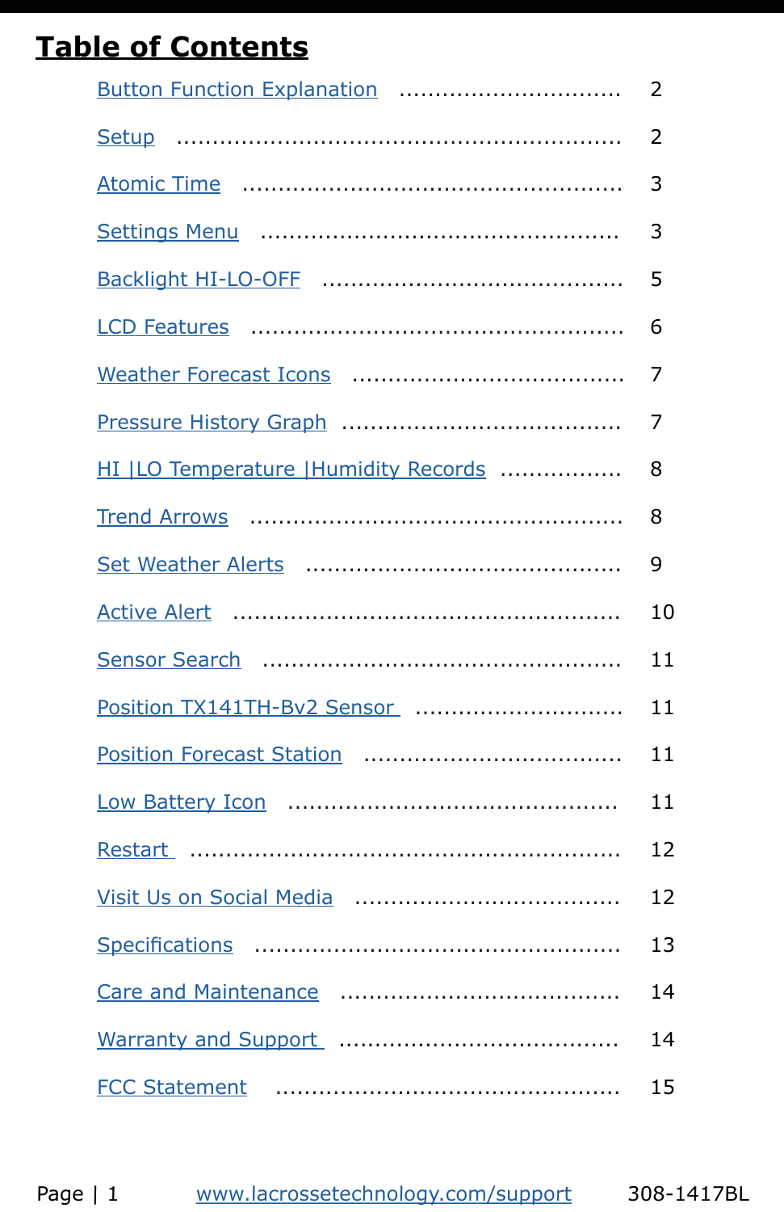# Table of Contents

| Section | Page |
| --- | --- |
| Button Function Explanation | 2 |
| Setup | 2 |
| Atomic Time | 3 |
| Settings Menu | 3 |
| Backlight HI-LO-OFF | 5 |
| LCD Features | 6 |
| Weather Forecast Icons | 7 |
| Pressure History Graph | 7 |
| HI \|LO Temperature \|Humidity Records | 8 |
| Trend Arrows | 8 |
| Set Weather Alerts | 9 |
| Active Alert | 10 |
| Sensor Search | 11 |
| Position TX141TH-Bv2 Sensor | 11 |
| Position Forecast Station | 11 |
| Low Battery Icon | 11 |
| Restart | 12 |
| Visit Us on Social Media | 12 |
| Specifications | 13 |
| Care and Maintenance | 14 |
| Warranty and Support | 14 |
| FCC Statement | 15 |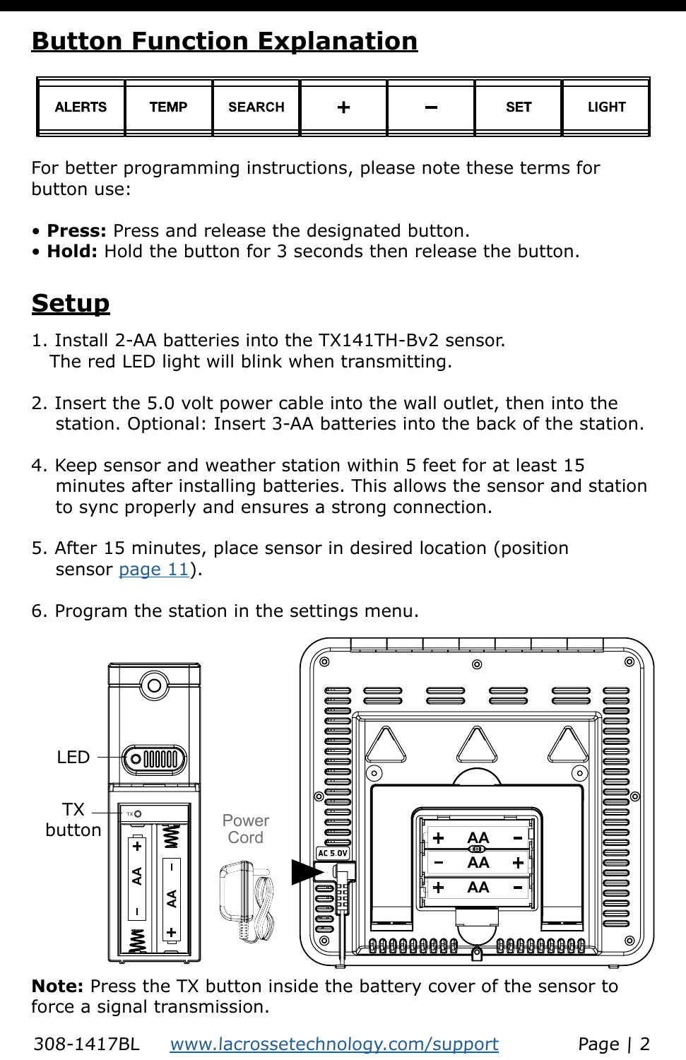## Button Function Explanation

| ALERTS | TEMP | SEARCH | + | – | SET | LIGHT |
|---|---|---|---|---|---|---|

For better programming instructions, please note these terms for button use:

- **Press:** Press and release the designated button.
- **Hold:** Hold the button for 3 seconds then release the button.

## Setup

1. Install 2-AA batteries into the TX141TH-Bv2 sensor. The red LED light will blink when transmitting.

2. Insert the 5.0 volt power cable into the wall outlet, then into the station. Optional: Insert 3-AA batteries into the back of the station.

4. Keep sensor and weather station within 5 feet for at least 15 minutes after installing batteries. This allows the sensor and station to sync properly and ensures a strong connection.

5. After 15 minutes, place sensor in desired location (position sensor page 11).

6. Program the station in the settings menu.

LED

TX button

Power Cord

AC 5.0V

**Note:** Press the TX button inside the battery cover of the sensor to force a signal transmission.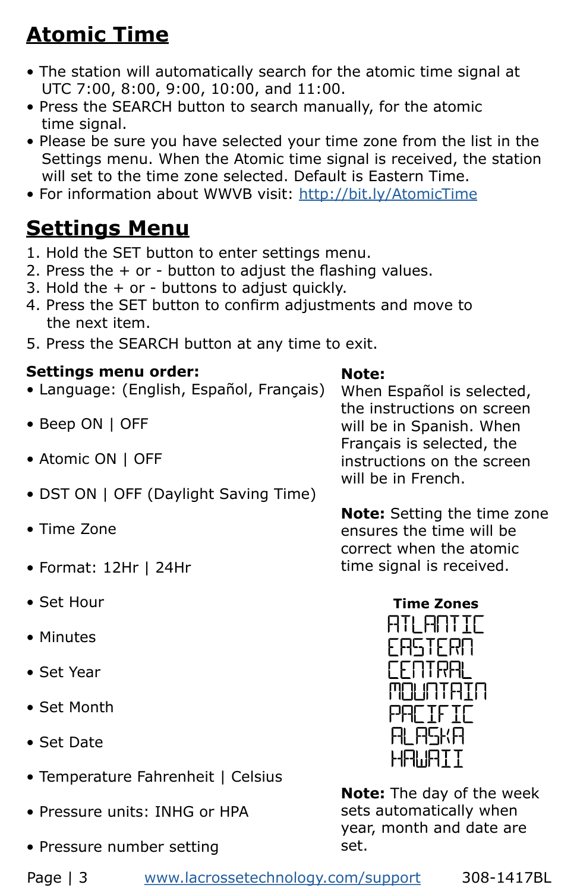# Atomic Time

- The station will automatically search for the atomic time signal at UTC 7:00, 8:00, 9:00, 10:00, and 11:00.
- Press the SEARCH button to search manually, for the atomic time signal.
- Please be sure you have selected your time zone from the list in the Settings menu. When the Atomic time signal is received, the station will set to the time zone selected. Default is Eastern Time.
- For information about WWVB visit: http://bit.ly/AtomicTime

# Settings Menu

1. Hold the SET button to enter settings menu.
2. Press the + or - button to adjust the flashing values.
3. Hold the + or - buttons to adjust quickly.
4. Press the SET button to confirm adjustments and move to the next item.
5. Press the SEARCH button at any time to exit.

**Settings menu order:**

- Language: (English, Español, Français)
- Beep ON | OFF
- Atomic ON | OFF
- DST ON | OFF (Daylight Saving Time)
- Time Zone
- Format: 12Hr | 24Hr
- Set Hour
- Minutes
- Set Year
- Set Month
- Set Date
- Temperature Fahrenheit | Celsius
- Pressure units: INHG or HPA
- Pressure number setting

**Note:**
When Español is selected, the instructions on screen will be in Spanish. When Français is selected, the instructions on the screen will be in French.

**Note:** Setting the time zone ensures the time will be correct when the atomic time signal is received.

**Time Zones**

ATLANTIC
EASTERN
CENTRAL
MOUNTAIN
PACIFIC
ALASKA
HAWAII

**Note:** The day of the week sets automatically when year, month and date are set.

www.lacrossetechnology.com/support 308-1417BL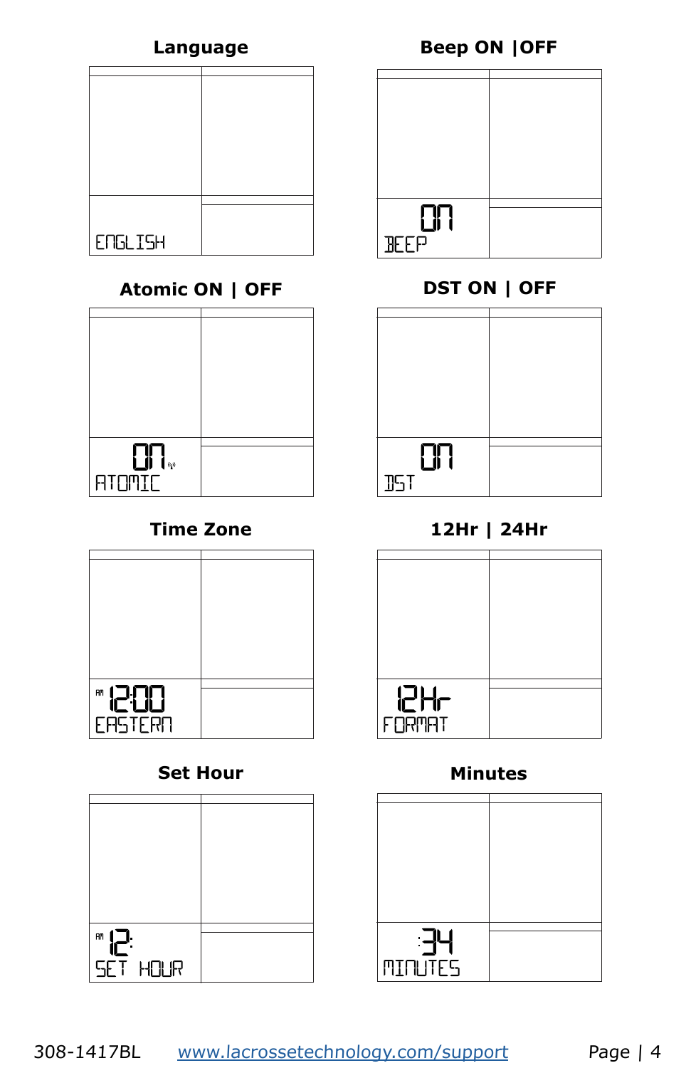**Language**

ENGLISH

**Beep ON |OFF**

ON
BEEP

**Atomic ON | OFF**

ON
ATOMIC

**DST ON | OFF**

ON
DST

**Time Zone**

AM 12:00
EASTERN

**12Hr | 24Hr**

12Hr
FORMAT

**Set Hour**

AM 12:
SET HOUR

**Minutes**

:34
MINUTES

308-1417BL www.lacrossetechnology.com/support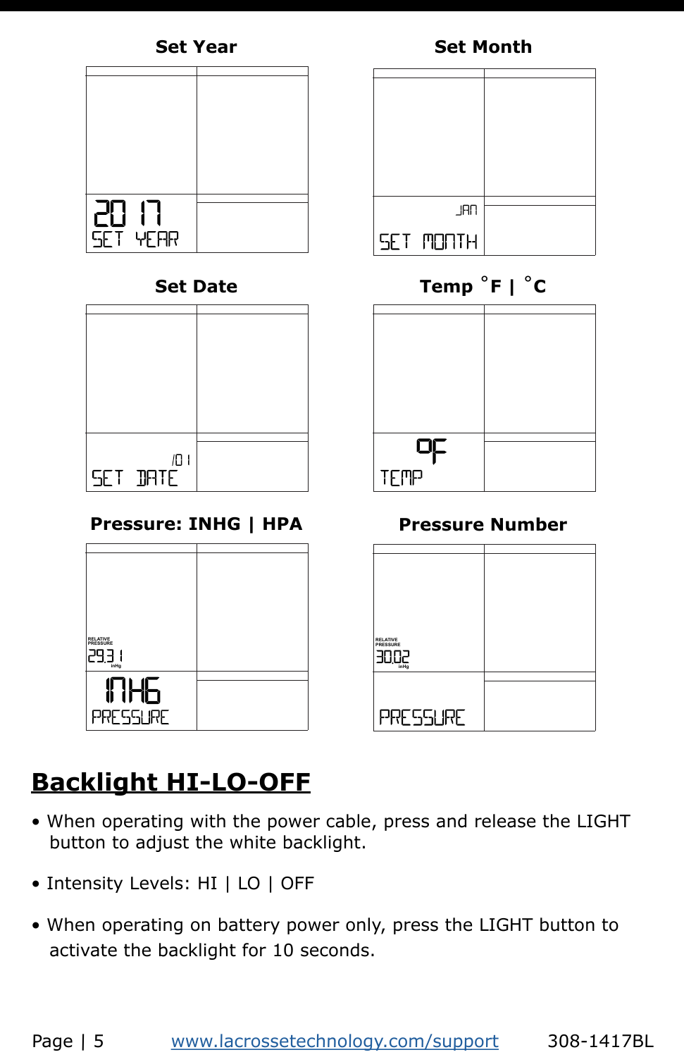**Set Year**

2017
SET YEAR

**Set Month**

JAN
SET MONTH

**Set Date**

1/01
SET DATE

**Temp °F | °C**

°F
TEMP

**Pressure: INHG | HPA**

RELATIVE PRESSURE
29.31 inHg
INHG
PRESSURE

**Pressure Number**

RELATIVE PRESSURE
30.02 inHg
PRESSURE

## Backlight HI-LO-OFF

- When operating with the power cable, press and release the LIGHT button to adjust the white backlight.
- Intensity Levels: HI | LO | OFF
- When operating on battery power only, press the LIGHT button to activate the backlight for 10 seconds.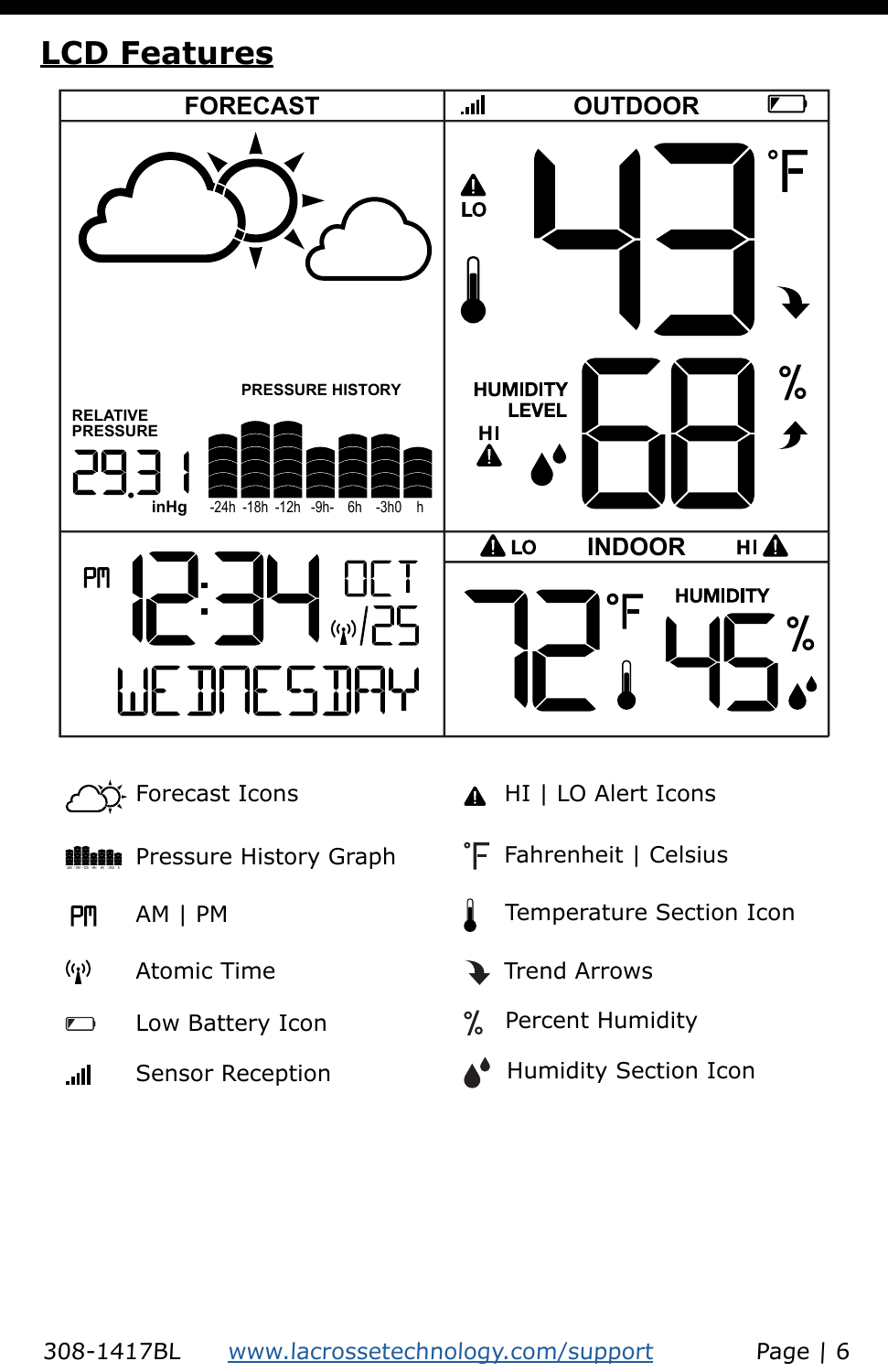## LCD Features

| FORECAST | OUTDOOR |
| --- | --- |
| RELATIVE PRESSURE 29.31 inHg; PRESSURE HISTORY -24h -18h -12h -9h- 6h -3h0 h | LO 43 °F; HUMIDITY LEVEL HI 68 % |
| PM 12:34 OCT/25 WEDNESDAY | LO INDOOR HI; 72 °F; HUMIDITY 45 % |

- Forecast Icons
- Pressure History Graph
- AM | PM
- Atomic Time
- Low Battery Icon
- Sensor Reception
- HI | LO Alert Icons
- Fahrenheit | Celsius
- Temperature Section Icon
- Trend Arrows
- Percent Humidity
- Humidity Section Icon

308-1417BL www.lacrossetechnology.com/support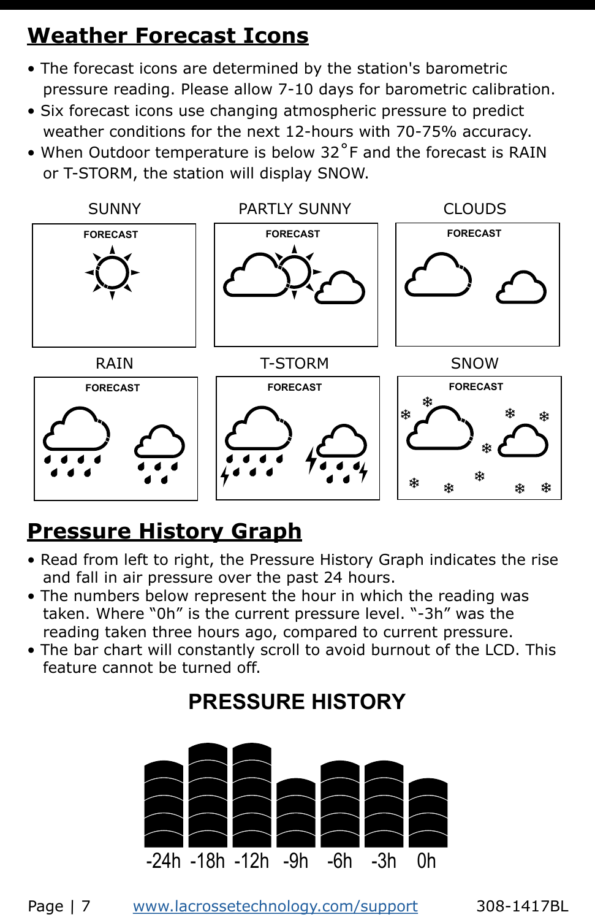## Weather Forecast Icons

- The forecast icons are determined by the station's barometric pressure reading. Please allow 7-10 days for barometric calibration.
- Six forecast icons use changing atmospheric pressure to predict weather conditions for the next 12-hours with 70-75% accuracy.
- When Outdoor temperature is below 32°F and the forecast is RAIN or T-STORM, the station will display SNOW.

SUNNY

FORECAST

PARTLY SUNNY

FORECAST

CLOUDS

FORECAST

RAIN

FORECAST

T-STORM

FORECAST

SNOW

FORECAST

## Pressure History Graph

- Read from left to right, the Pressure History Graph indicates the rise and fall in air pressure over the past 24 hours.
- The numbers below represent the hour in which the reading was taken. Where "0h" is the current pressure level. "-3h" was the reading taken three hours ago, compared to current pressure.
- The bar chart will constantly scroll to avoid burnout of the LCD. This feature cannot be turned off.

PRESSURE HISTORY

-24h -18h -12h -9h -6h -3h 0h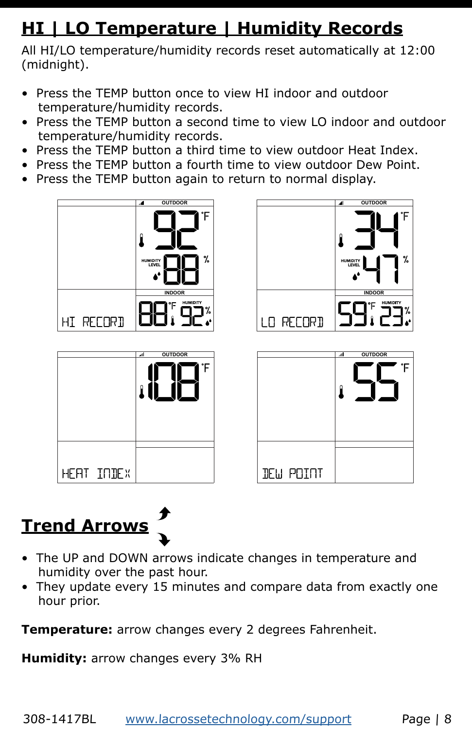# HI | LO Temperature | Humidity Records

All HI/LO temperature/humidity records reset automatically at 12:00 (midnight).

- Press the TEMP button once to view HI indoor and outdoor temperature/humidity records.
- Press the TEMP button a second time to view LO indoor and outdoor temperature/humidity records.
- Press the TEMP button a third time to view outdoor Heat Index.
- Press the TEMP button a fourth time to view outdoor Dew Point.
- Press the TEMP button again to return to normal display.

# Trend Arrows

- The UP and DOWN arrows indicate changes in temperature and humidity over the past hour.
- They update every 15 minutes and compare data from exactly one hour prior.

**Temperature:** arrow changes every 2 degrees Fahrenheit.

**Humidity:** arrow changes every 3% RH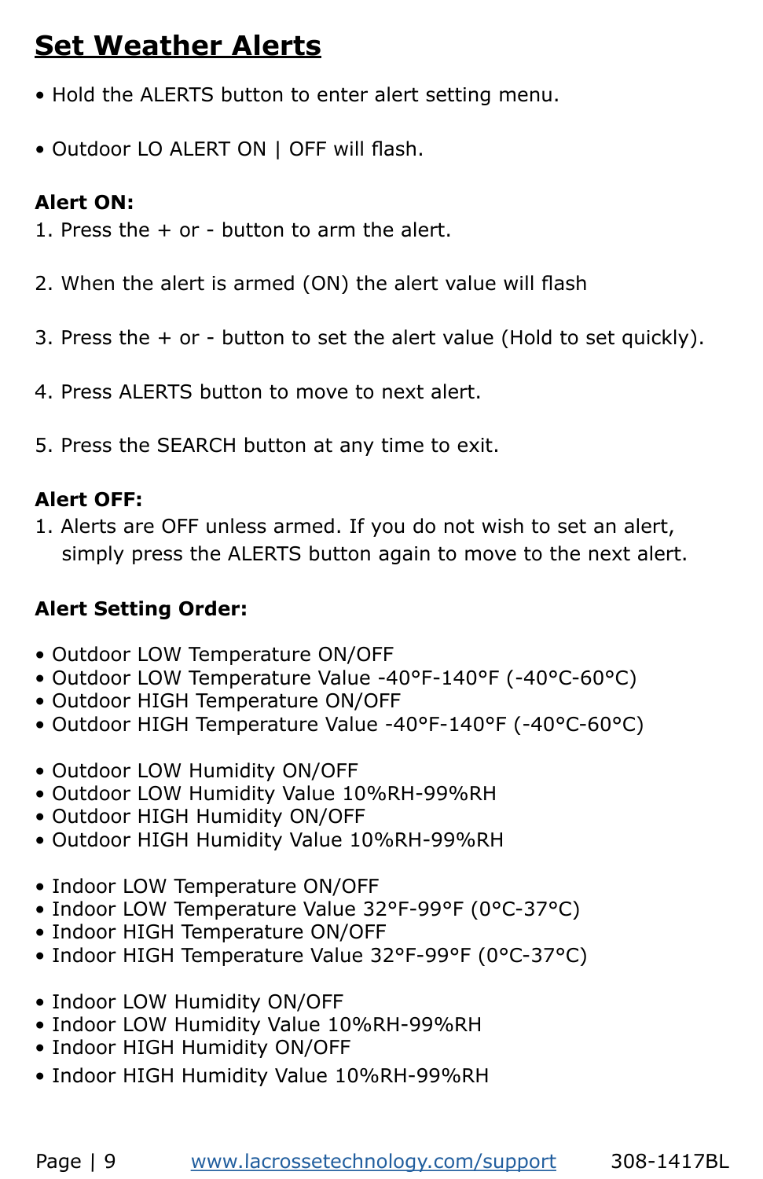## Set Weather Alerts

- Hold the ALERTS button to enter alert setting menu.
- Outdoor LO ALERT ON | OFF will flash.

**Alert ON:**

1. Press the + or - button to arm the alert.
2. When the alert is armed (ON) the alert value will flash
3. Press the + or - button to set the alert value (Hold to set quickly).
4. Press ALERTS button to move to next alert.
5. Press the SEARCH button at any time to exit.

**Alert OFF:**

1. Alerts are OFF unless armed. If you do not wish to set an alert, simply press the ALERTS button again to move to the next alert.

**Alert Setting Order:**

- Outdoor LOW Temperature ON/OFF
- Outdoor LOW Temperature Value -40°F-140°F (-40°C-60°C)
- Outdoor HIGH Temperature ON/OFF
- Outdoor HIGH Temperature Value -40°F-140°F (-40°C-60°C)

- Outdoor LOW Humidity ON/OFF
- Outdoor LOW Humidity Value 10%RH-99%RH
- Outdoor HIGH Humidity ON/OFF
- Outdoor HIGH Humidity Value 10%RH-99%RH

- Indoor LOW Temperature ON/OFF
- Indoor LOW Temperature Value 32°F-99°F (0°C-37°C)
- Indoor HIGH Temperature ON/OFF
- Indoor HIGH Temperature Value 32°F-99°F (0°C-37°C)

- Indoor LOW Humidity ON/OFF
- Indoor LOW Humidity Value 10%RH-99%RH
- Indoor HIGH Humidity ON/OFF
- Indoor HIGH Humidity Value 10%RH-99%RH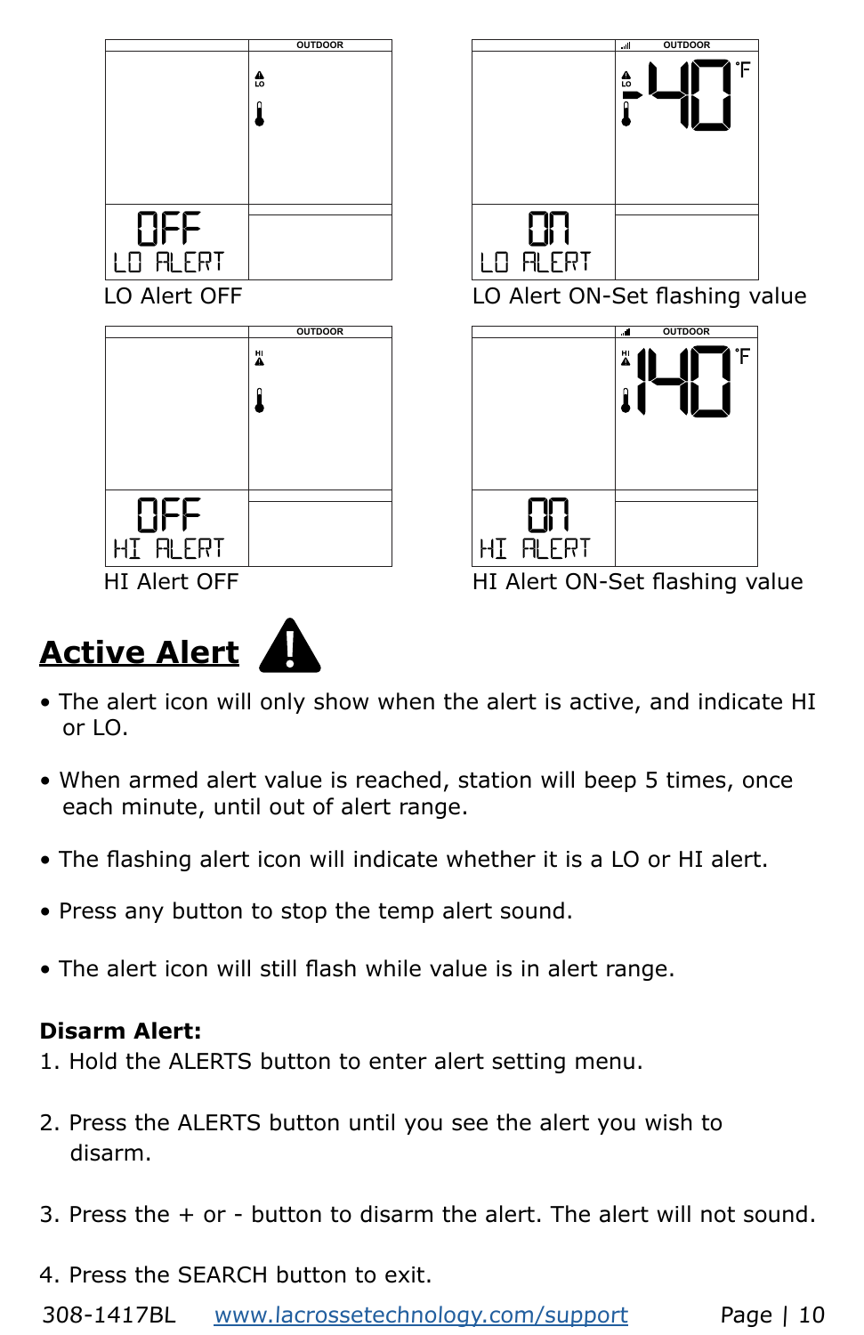LO Alert OFF

LO Alert ON-Set flashing value

HI Alert OFF

HI Alert ON-Set flashing value

## Active Alert

- The alert icon will only show when the alert is active, and indicate HI or LO.
- When armed alert value is reached, station will beep 5 times, once each minute, until out of alert range.
- The flashing alert icon will indicate whether it is a LO or HI alert.
- Press any button to stop the temp alert sound.
- The alert icon will still flash while value is in alert range.

**Disarm Alert:**

1. Hold the ALERTS button to enter alert setting menu.
2. Press the ALERTS button until you see the alert you wish to disarm.
3. Press the + or - button to disarm the alert. The alert will not sound.
4. Press the SEARCH button to exit.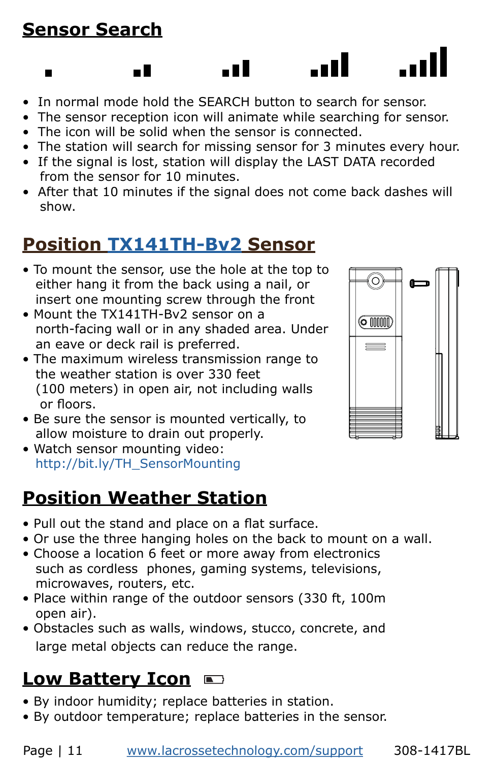## Sensor Search

- In normal mode hold the SEARCH button to search for sensor.
- The sensor reception icon will animate while searching for sensor.
- The icon will be solid when the sensor is connected.
- The station will search for missing sensor for 3 minutes every hour.
- If the signal is lost, station will display the LAST DATA recorded from the sensor for 10 minutes.
- After that 10 minutes if the signal does not come back dashes will show.

## Position TX141TH-Bv2 Sensor

- To mount the sensor, use the hole at the top to either hang it from the back using a nail, or insert one mounting screw through the front
- Mount the TX141TH-Bv2 sensor on a north-facing wall or in any shaded area. Under an eave or deck rail is preferred.
- The maximum wireless transmission range to the weather station is over 330 feet (100 meters) in open air, not including walls or floors.
- Be sure the sensor is mounted vertically, to allow moisture to drain out properly.
- Watch sensor mounting video: http://bit.ly/TH_SensorMounting

## Position Weather Station

- Pull out the stand and place on a flat surface.
- Or use the three hanging holes on the back to mount on a wall.
- Choose a location 6 feet or more away from electronics such as cordless phones, gaming systems, televisions, microwaves, routers, etc.
- Place within range of the outdoor sensors (330 ft, 100m open air).
- Obstacles such as walls, windows, stucco, concrete, and large metal objects can reduce the range.

## Low Battery Icon

- By indoor humidity; replace batteries in station.
- By outdoor temperature; replace batteries in the sensor.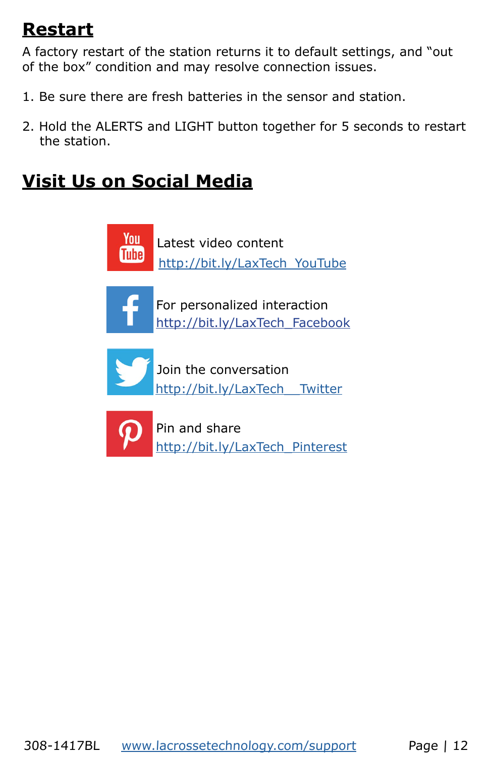## Restart

A factory restart of the station returns it to default settings, and "out of the box" condition and may resolve connection issues.

1. Be sure there are fresh batteries in the sensor and station.
2. Hold the ALERTS and LIGHT button together for 5 seconds to restart the station.

## Visit Us on Social Media

Latest video content
http://bit.ly/LaxTech_YouTube

For personalized interaction
http://bit.ly/LaxTech_Facebook

Join the conversation
http://bit.ly/LaxTech__Twitter

Pin and share
http://bit.ly/LaxTech_Pinterest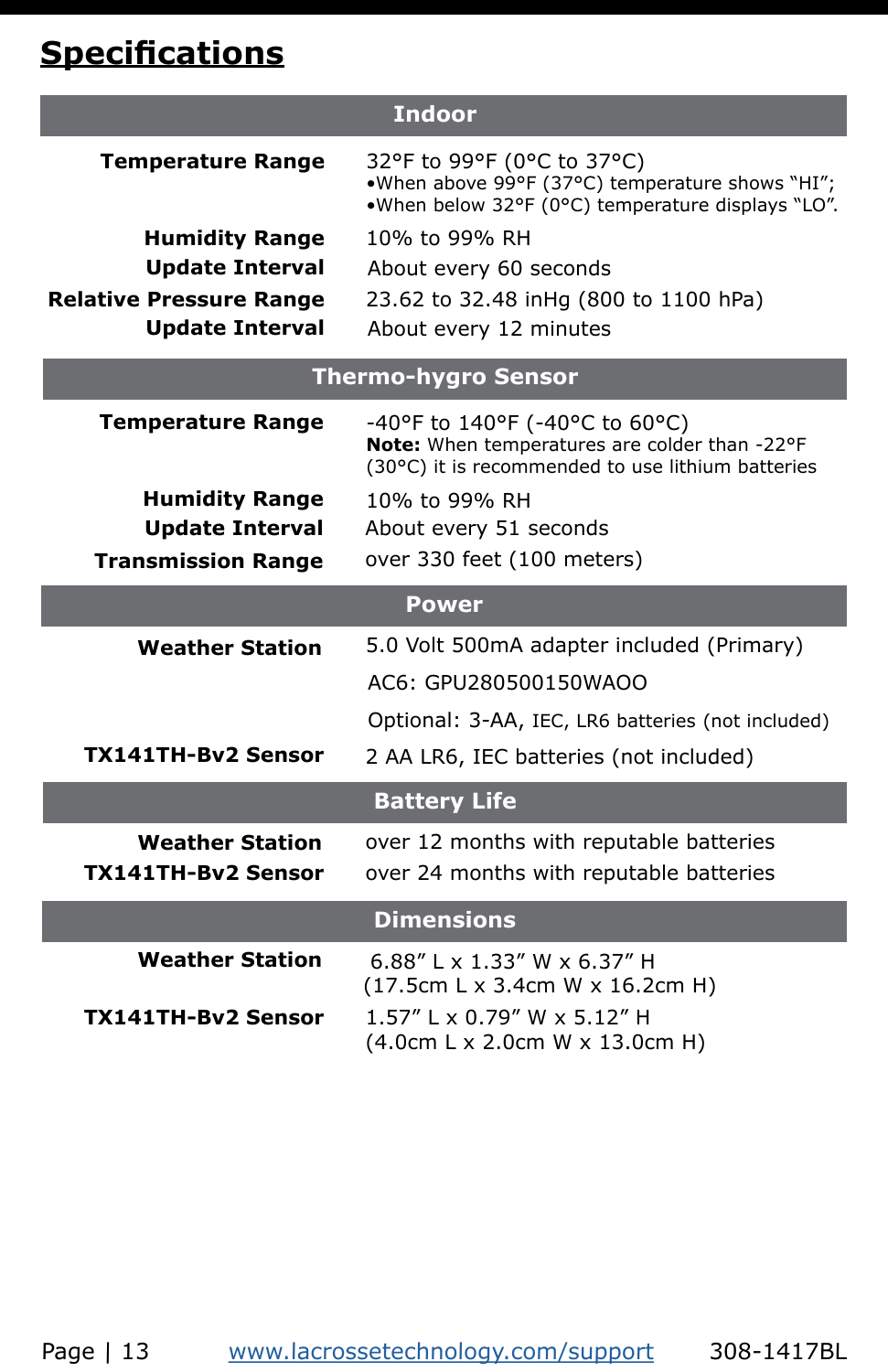# Specifications

| **Indoor** | |
|---|---|
| **Temperature Range** | 32°F to 99°F (0°C to 37°C)<br>•When above 99°F (37°C) temperature shows "HI";<br>•When below 32°F (0°C) temperature displays "LO". |
| **Humidity Range** | 10% to 99% RH |
| **Update Interval** | About every 60 seconds |
| **Relative Pressure Range** | 23.62 to 32.48 inHg (800 to 1100 hPa) |
| **Update Interval** | About every 12 minutes |
| **Thermo-hygro Sensor** | |
| **Temperature Range** | -40°F to 140°F (-40°C to 60°C)<br>**Note:** When temperatures are colder than -22°F (30°C) it is recommended to use lithium batteries |
| **Humidity Range** | 10% to 99% RH |
| **Update Interval** | About every 51 seconds |
| **Transmission Range** | over 330 feet (100 meters) |
| **Power** | |
| **Weather Station** | 5.0 Volt 500mA adapter included (Primary)<br>AC6: GPU280500150WAOO<br>Optional: 3-AA, IEC, LR6 batteries (not included) |
| **TX141TH-Bv2 Sensor** | 2 AA LR6, IEC batteries (not included) |
| **Battery Life** | |
| **Weather Station** | over 12 months with reputable batteries |
| **TX141TH-Bv2 Sensor** | over 24 months with reputable batteries |
| **Dimensions** | |
| **Weather Station** | 6.88" L x 1.33" W x 6.37" H<br>(17.5cm L x 3.4cm W x 16.2cm H) |
| **TX141TH-Bv2 Sensor** | 1.57" L x 0.79" W x 5.12" H<br>(4.0cm L x 2.0cm W x 13.0cm H) |

www.lacrossetechnology.com/support 308-1417BL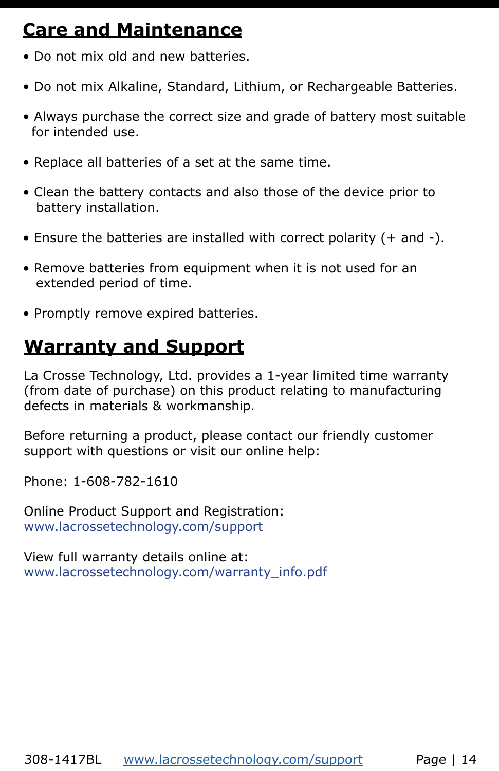## Care and Maintenance

- Do not mix old and new batteries.
- Do not mix Alkaline, Standard, Lithium, or Rechargeable Batteries.
- Always purchase the correct size and grade of battery most suitable for intended use.
- Replace all batteries of a set at the same time.
- Clean the battery contacts and also those of the device prior to battery installation.
- Ensure the batteries are installed with correct polarity (+ and -).
- Remove batteries from equipment when it is not used for an extended period of time.
- Promptly remove expired batteries.

## Warranty and Support

La Crosse Technology, Ltd. provides a 1-year limited time warranty (from date of purchase) on this product relating to manufacturing defects in materials & workmanship.

Before returning a product, please contact our friendly customer support with questions or visit our online help:

Phone: 1-608-782-1610

Online Product Support and Registration:
www.lacrossetechnology.com/support

View full warranty details online at:
www.lacrossetechnology.com/warranty_info.pdf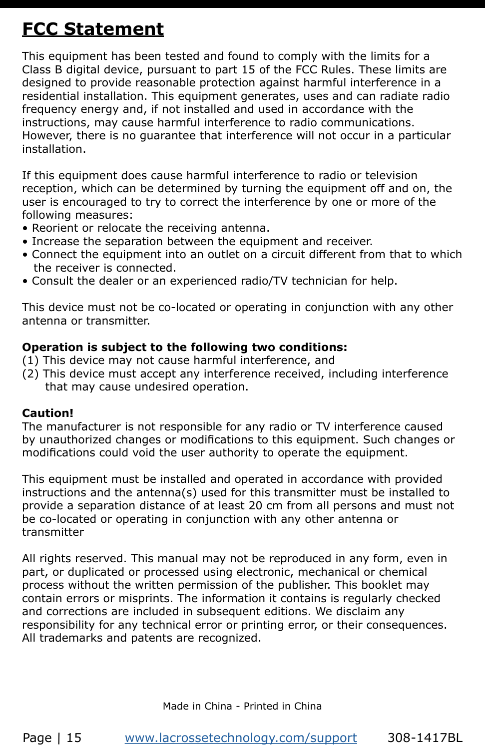# FCC Statement

This equipment has been tested and found to comply with the limits for a Class B digital device, pursuant to part 15 of the FCC Rules. These limits are designed to provide reasonable protection against harmful interference in a residential installation. This equipment generates, uses and can radiate radio frequency energy and, if not installed and used in accordance with the instructions, may cause harmful interference to radio communications. However, there is no guarantee that interference will not occur in a particular installation.

If this equipment does cause harmful interference to radio or television reception, which can be determined by turning the equipment off and on, the user is encouraged to try to correct the interference by one or more of the following measures:

- Reorient or relocate the receiving antenna.
- Increase the separation between the equipment and receiver.
- Connect the equipment into an outlet on a circuit different from that to which the receiver is connected.
- Consult the dealer or an experienced radio/TV technician for help.

This device must not be co-located or operating in conjunction with any other antenna or transmitter.

**Operation is subject to the following two conditions:**

(1) This device may not cause harmful interference, and
(2) This device must accept any interference received, including interference that may cause undesired operation.

**Caution!**

The manufacturer is not responsible for any radio or TV interference caused by unauthorized changes or modifications to this equipment. Such changes or modifications could void the user authority to operate the equipment.

This equipment must be installed and operated in accordance with provided instructions and the antenna(s) used for this transmitter must be installed to provide a separation distance of at least 20 cm from all persons and must not be co-located or operating in conjunction with any other antenna or transmitter

All rights reserved. This manual may not be reproduced in any form, even in part, or duplicated or processed using electronic, mechanical or chemical process without the written permission of the publisher. This booklet may contain errors or misprints. The information it contains is regularly checked and corrections are included in subsequent editions. We disclaim any responsibility for any technical error or printing error, or their consequences. All trademarks and patents are recognized.

Made in China - Printed in China

www.lacrossetechnology.com/support 308-1417BL